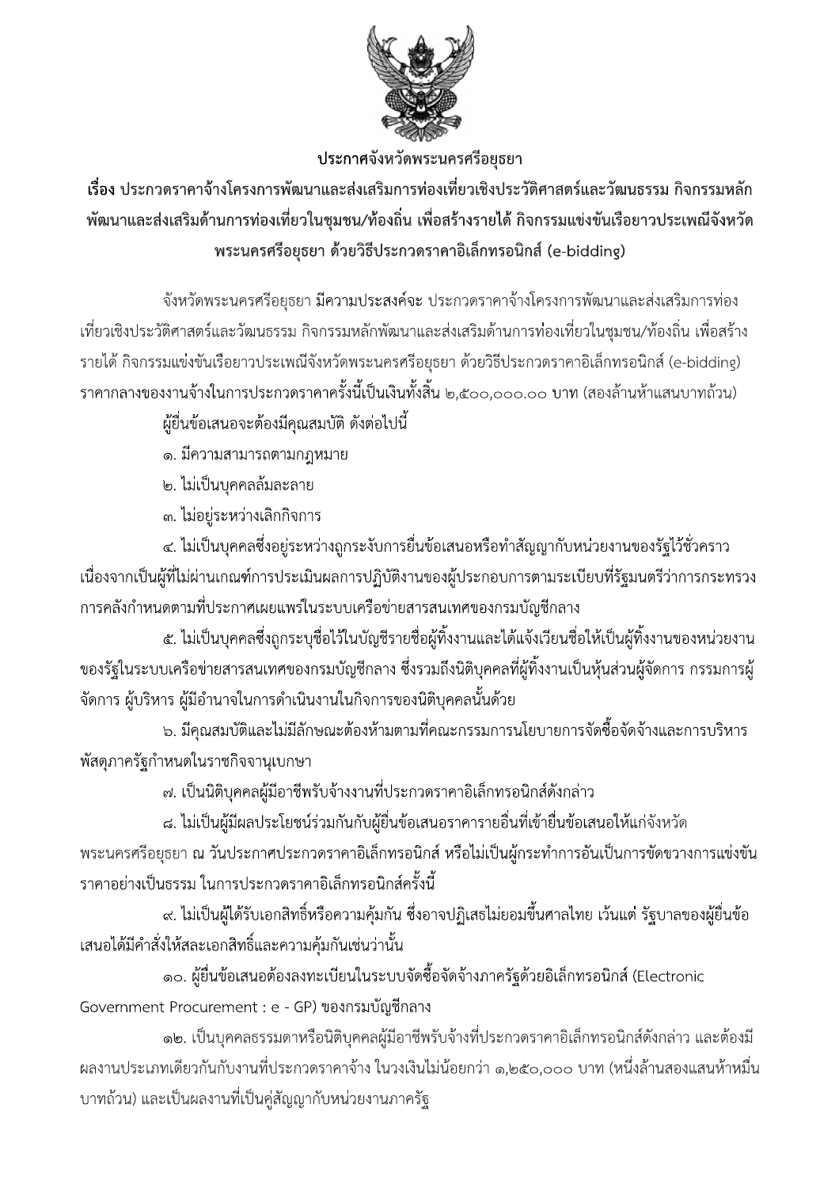**ประกาศจังหวัดพระนครศรีอยุธยา**

**เรื่อง ประกวดราคาจ้างโครงการพัฒนาและส่งเสริมการท่องเที่ยวเชิงประวัติศาสตร์และวัฒนธรรม กิจกรรมหลักพัฒนาและส่งเสริมด้านการท่องเที่ยวในชุมชน/ท้องถิ่น เพื่อสร้างรายได้ กิจกรรมแข่งขันเรือยาวประเพณีจังหวัดพระนครศรีอยุธยา ด้วยวิธีประกวดราคาอิเล็กทรอนิกส์ (e-bidding)**

จังหวัดพระนครศรีอยุธยา มีความประสงค์จะ ประกวดราคาจ้างโครงการพัฒนาและส่งเสริมการท่องเที่ยวเชิงประวัติศาสตร์และวัฒนธรรม กิจกรรมหลักพัฒนาและส่งเสริมด้านการท่องเที่ยวในชุมชน/ท้องถิ่น เพื่อสร้างรายได้ กิจกรรมแข่งขันเรือยาวประเพณีจังหวัดพระนครศรีอยุธยา ด้วยวิธีประกวดราคาอิเล็กทรอนิกส์ (e-bidding) ราคากลางของงานจ้างในการประกวดราคาครั้งนี้เป็นเงินทั้งสิ้น ๒,๕๐๐,๐๐๐.๐๐ บาท (สองล้านห้าแสนบาทถ้วน)

ผู้ยื่นข้อเสนอจะต้องมีคุณสมบัติ ดังต่อไปนี้

๑. มีความสามารถตามกฎหมาย

๒. ไม่เป็นบุคคลล้มละลาย

๓. ไม่อยู่ระหว่างเลิกกิจการ

๔. ไม่เป็นบุคคลซึ่งอยู่ระหว่างถูกระงับการยื่นข้อเสนอหรือทำสัญญากับหน่วยงานของรัฐไว้ชั่วคราว เนื่องจากเป็นผู้ที่ไม่ผ่านเกณฑ์การประเมินผลการปฏิบัติงานของผู้ประกอบการตามระเบียบที่รัฐมนตรีว่าการกระทรวงการคลังกำหนดตามที่ประกาศเผยแพร่ในระบบเครือข่ายสารสนเทศของกรมบัญชีกลาง

๕. ไม่เป็นบุคคลซึ่งถูกระบุชื่อไว้ในบัญชีรายชื่อผู้ทิ้งงานและได้แจ้งเวียนชื่อให้เป็นผู้ทิ้งงานของหน่วยงานของรัฐในระบบเครือข่ายสารสนเทศของกรมบัญชีกลาง ซึ่งรวมถึงนิติบุคคลที่ผู้ทิ้งงานเป็นหุ้นส่วนผู้จัดการ กรรมการผู้จัดการ ผู้บริหาร ผู้มีอำนาจในการดำเนินงานในกิจการของนิติบุคคลนั้นด้วย

๖. มีคุณสมบัติและไม่มีลักษณะต้องห้ามตามที่คณะกรรมการนโยบายการจัดซื้อจัดจ้างและการบริหารพัสดุภาครัฐกำหนดในราชกิจจานุเบกษา

๗. เป็นนิติบุคคลผู้มีอาชีพรับจ้างงานที่ประกวดราคาอิเล็กทรอนิกส์ดังกล่าว

๘. ไม่เป็นผู้มีผลประโยชน์ร่วมกันกับผู้ยื่นข้อเสนอราคารายอื่นที่เข้ายื่นข้อเสนอให้แก่จังหวัดพระนครศรีอยุธยา ณ วันประกาศประกวดราคาอิเล็กทรอนิกส์ หรือไม่เป็นผู้กระทำการอันเป็นการขัดขวางการแข่งขันราคาอย่างเป็นธรรม ในการประกวดราคาอิเล็กทรอนิกส์ครั้งนี้

๙. ไม่เป็นผู้ได้รับเอกสิทธิ์หรือความคุ้มกัน ซึ่งอาจปฏิเสธไม่ยอมขึ้นศาลไทย เว้นแต่ รัฐบาลของผู้ยื่นข้อเสนอได้มีคำสั่งให้สละเอกสิทธิ์และความคุ้มกันเช่นว่านั้น

๑๐. ผู้ยื่นข้อเสนอต้องลงทะเบียนในระบบจัดซื้อจัดจ้างภาครัฐด้วยอิเล็กทรอนิกส์ (Electronic Government Procurement : e - GP) ของกรมบัญชีกลาง

๑๒. เป็นบุคคลธรรมดาหรือนิติบุคคลผู้มีอาชีพรับจ้างที่ประกวดราคาอิเล็กทรอนิกส์ดังกล่าว และต้องมีผลงานประเภทเดียวกันกับงานที่ประกวดราคาจ้าง ในวงเงินไม่น้อยกว่า ๑,๒๕๐,๐๐๐ บาท (หนึ่งล้านสองแสนห้าหมื่นบาทถ้วน) และเป็นผลงานที่เป็นคู่สัญญากับหน่วยงานภาครัฐ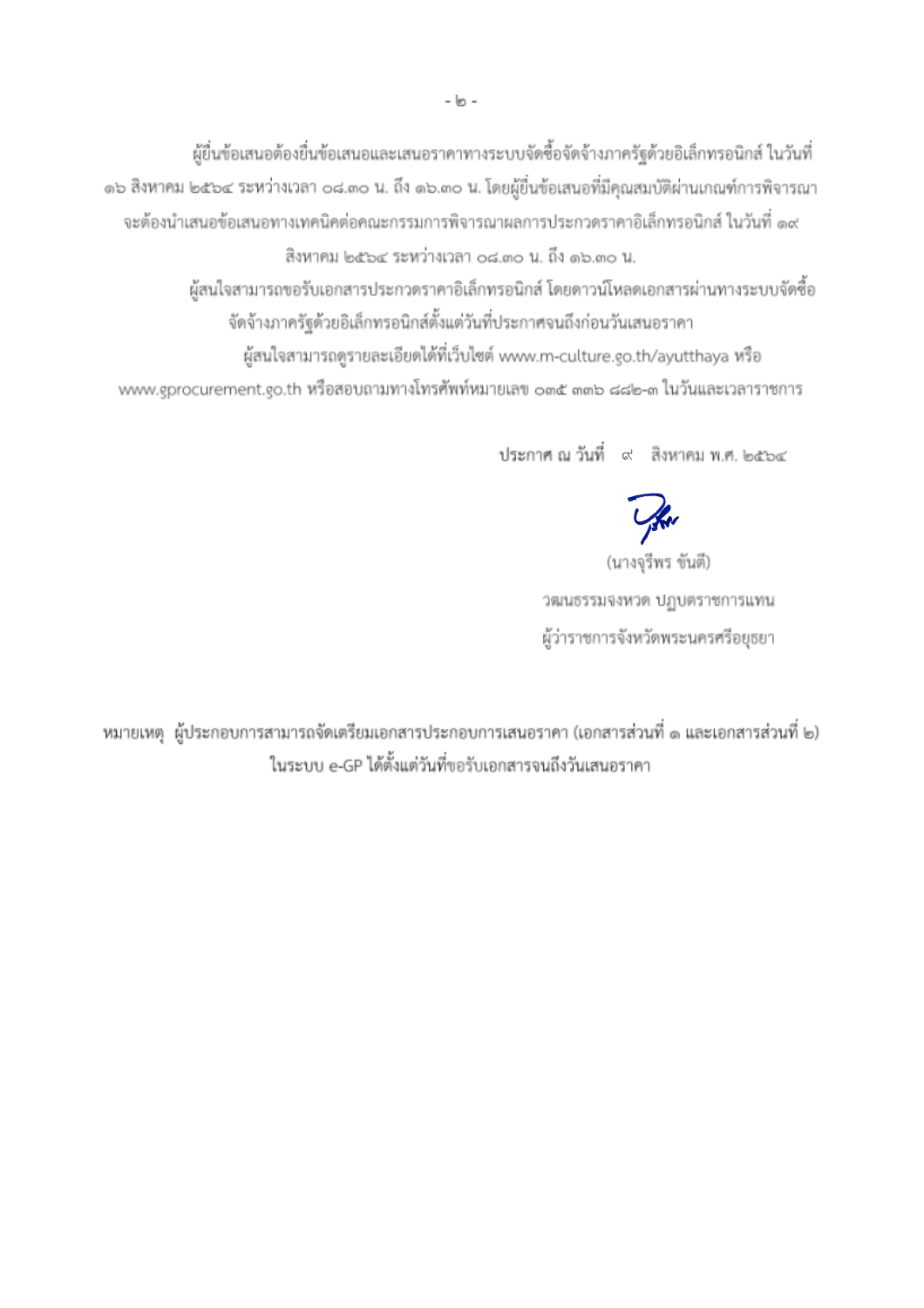ผู้ยื่นข้อเสนอต้องยื่นข้อเสนอและเสนอราคาทางระบบจัดซื้อจัดจ้างภาครัฐด้วยอิเล็กทรอนิกส์ ในวันที่ ๑๖ สิงหาคม ๒๕๖๔ ระหว่างเวลา ๐๘.๓๐ น. ถึง ๑๖.๓๐ น. โดยผู้ยื่นข้อเสนอที่มีคุณสมบัติผ่านเกณฑ์การพิจารณา จะต้องนำเสนอข้อเสนอทางเทคนิคต่อคณะกรรมการพิจารณาผลการประกวดราคาอิเล็กทรอนิกส์ ในวันที่ ๑๙ สิงหาคม ๒๕๖๔ ระหว่างเวลา ๐๘.๓๐ น. ถึง ๑๖.๓๐ น.

ผู้สนใจสามารถขอรับเอกสารประกวดราคาอิเล็กทรอนิกส์ โดยดาวน์โหลดเอกสารผ่านทางระบบจัดซื้อจัดจ้างภาครัฐด้วยอิเล็กทรอนิกส์ตั้งแต่วันที่ประกาศจนถึงก่อนวันเสนอราคา

ผู้สนใจสามารถดูรายละเอียดได้ที่เว็บไซต์ www.m-culture.go.th/ayutthaya หรือ www.gprocurement.go.th หรือสอบถามทางโทรศัพท์หมายเลข ๐๓๕ ๓๓๖ ๘๘๒-๓ ในวันและเวลาราชการ

ประกาศ ณ วันที่ ๙ สิงหาคม พ.ศ. ๒๕๖๔

(นางจุรีพร ขันตี)

วฒนธรรมจงหวด ปฏิบตราชการแทน

ผู้ว่าราชการจังหวัดพระนครศรีอยุธยา

หมายเหตุ ผู้ประกอบการสามารถจัดเตรียมเอกสารประกอบการเสนอราคา (เอกสารส่วนที่ ๑ และเอกสารส่วนที่ ๒) ในระบบ e-GP ได้ตั้งแต่วันที่ขอรับเอกสารจนถึงวันเสนอราคา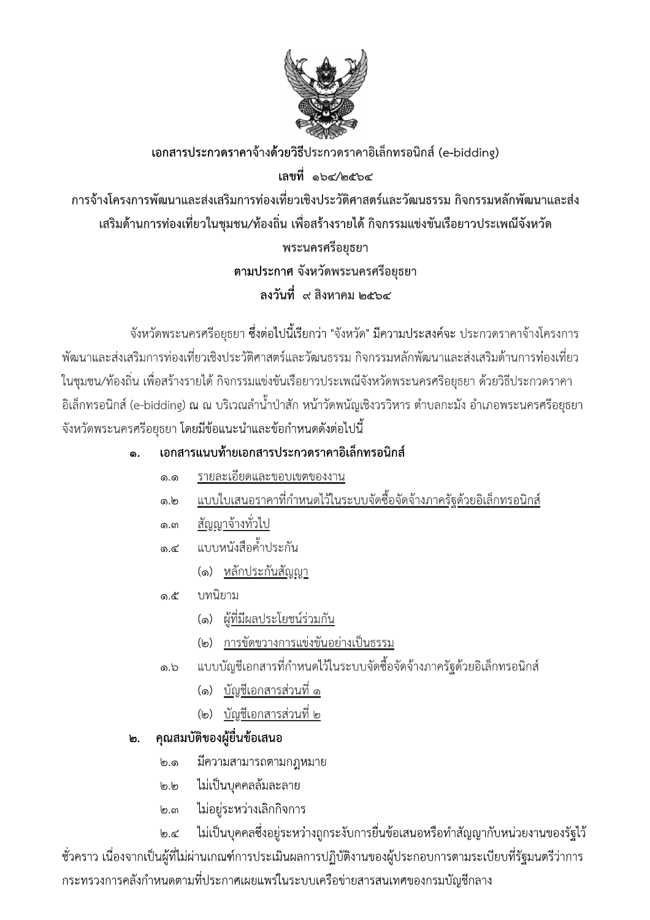**เอกสารประกวดราคาจ้างด้วยวิธีประกวดราคาอิเล็กทรอนิกส์ (e-bidding)**

**เลขที่ ๑๖๔/๒๕๖๔**

**การจ้างโครงการพัฒนาและส่งเสริมการท่องเที่ยวเชิงประวัติศาสตร์และวัฒนธรรม กิจกรรมหลักพัฒนาและส่งเสริมด้านการท่องเที่ยวในชุมชน/ท้องถิ่น เพื่อสร้างรายได้ กิจกรรมแข่งขันเรือยาวประเพณีจังหวัดพระนครศรีอยุธยา**

**ตามประกาศ จังหวัดพระนครศรีอยุธยา**

**ลงวันที่ ๙ สิงหาคม ๒๕๖๔**

จังหวัดพระนครศรีอยุธยา ซึ่งต่อไปนี้เรียกว่า "จังหวัด" มีความประสงค์จะ ประกวดราคาจ้างโครงการพัฒนาและส่งเสริมการท่องเที่ยวเชิงประวัติศาสตร์และวัฒนธรรม กิจกรรมหลักพัฒนาและส่งเสริมด้านการท่องเที่ยวในชุมชน/ท้องถิ่น เพื่อสร้างรายได้ กิจกรรมแข่งขันเรือยาวประเพณีจังหวัดพระนครศรีอยุธยา ด้วยวิธีประกวดราคาอิเล็กทรอนิกส์ (e-bidding) ณ ณ บริเวณลำน้ำป่าสัก หน้าวัดพนัญเชิงวรวิหาร ตำบลกะมัง อำเภอพระนครศรีอยุธยา จังหวัดพระนครศรีอยุธยา โดยมีข้อแนะนำและข้อกำหนดดังต่อไปนี้

**๑. เอกสารแนบท้ายเอกสารประกวดราคาอิเล็กทรอนิกส์**

๑.๑ รายละเอียดและขอบเขตของงาน

๑.๒ แบบใบเสนอราคาที่กำหนดไว้ในระบบจัดซื้อจัดจ้างภาครัฐด้วยอิเล็กทรอนิกส์

๑.๓ สัญญาจ้างทั่วไป

๑.๔ แบบหนังสือค้ำประกัน

(๑) หลักประกันสัญญา

๑.๕ บทนิยาม

(๑) ผู้ที่มีผลประโยชน์ร่วมกัน

(๒) การขัดขวางการแข่งขันอย่างเป็นธรรม

๑.๖ แบบบัญชีเอกสารที่กำหนดไว้ในระบบจัดซื้อจัดจ้างภาครัฐด้วยอิเล็กทรอนิกส์

(๑) บัญชีเอกสารส่วนที่ ๑

(๒) บัญชีเอกสารส่วนที่ ๒

**๒. คุณสมบัติของผู้ยื่นข้อเสนอ**

๒.๑ มีความสามารถตามกฎหมาย

๒.๒ ไม่เป็นบุคคลล้มละลาย

๒.๓ ไม่อยู่ระหว่างเลิกกิจการ

๒.๔ ไม่เป็นบุคคลซึ่งอยู่ระหว่างถูกระงับการยื่นข้อเสนอหรือทำสัญญากับหน่วยงานของรัฐไว้ชั่วคราว เนื่องจากเป็นผู้ที่ไม่ผ่านเกณฑ์การประเมินผลการปฏิบัติงานของผู้ประกอบการตามระเบียบที่รัฐมนตรีว่าการกระทรวงการคลังกำหนดตามที่ประกาศเผยแพร่ในระบบเครือข่ายสารสนเทศของกรมบัญชีกลาง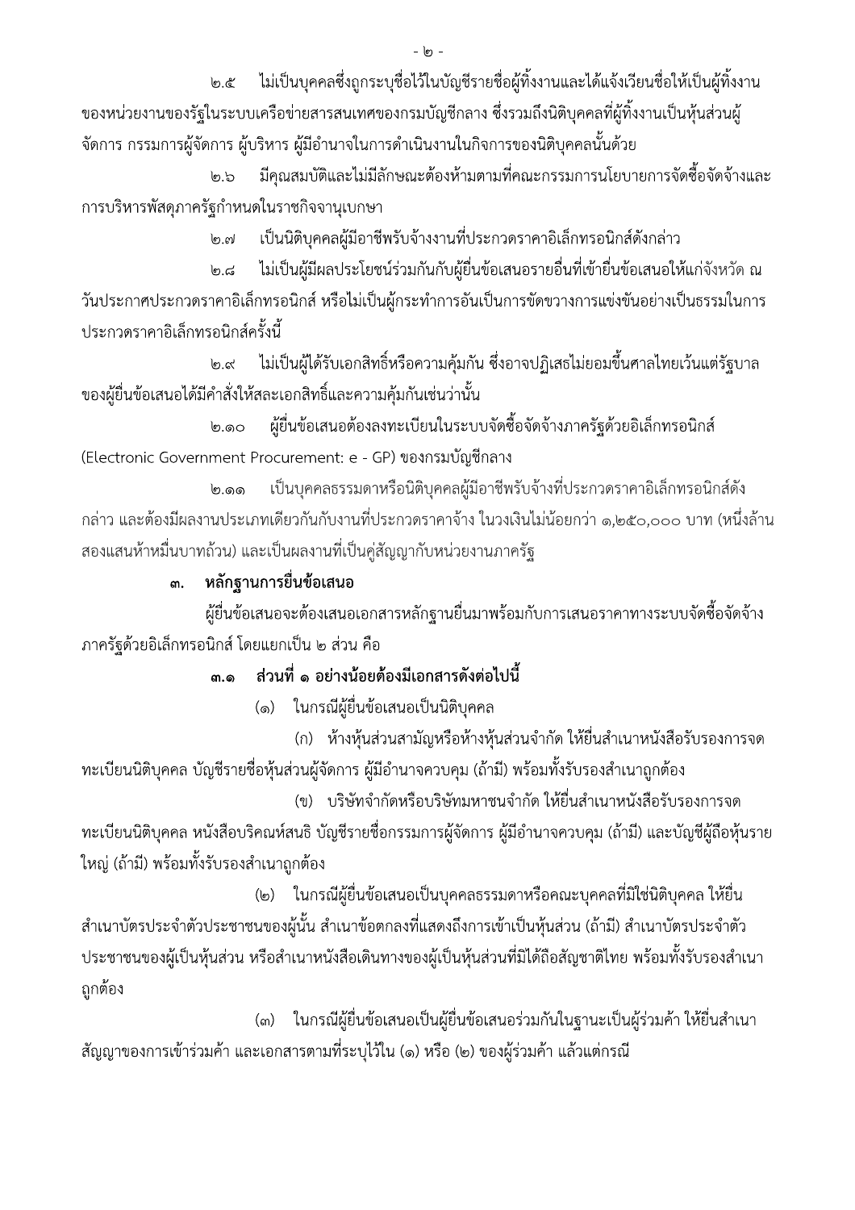๒.๕ ไม่เป็นบุคคลซึ่งถูกระบุชื่อไว้ในบัญชีรายชื่อผู้ทิ้งงานและได้แจ้งเวียนชื่อให้เป็นผู้ทิ้งงานของหน่วยงานของรัฐในระบบเครือข่ายสารสนเทศของกรมบัญชีกลาง ซึ่งรวมถึงนิติบุคคลที่ผู้ทิ้งงานเป็นหุ้นส่วนผู้จัดการ กรรมการผู้จัดการ ผู้บริหาร ผู้มีอำนาจในการดำเนินงานในกิจการของนิติบุคคลนั้นด้วย

๒.๖ มีคุณสมบัติและไม่มีลักษณะต้องห้ามตามที่คณะกรรมการนโยบายการจัดซื้อจัดจ้างและการบริหารพัสดุภาครัฐกำหนดในราชกิจจานุเบกษา

๒.๗ เป็นนิติบุคคลผู้มีอาชีพรับจ้างงานที่ประกวดราคาอิเล็กทรอนิกส์ดังกล่าว

๒.๘ ไม่เป็นผู้มีผลประโยชน์ร่วมกันกับผู้ยื่นข้อเสนอรายอื่นที่เข้ายื่นข้อเสนอให้แก่จังหวัด ณ วันประกาศประกวดราคาอิเล็กทรอนิกส์ หรือไม่เป็นผู้กระทำการอันเป็นการขัดขวางการแข่งขันอย่างเป็นธรรมในการประกวดราคาอิเล็กทรอนิกส์ครั้งนี้

๒.๙ ไม่เป็นผู้ได้รับเอกสิทธิ์หรือความคุ้มกัน ซึ่งอาจปฏิเสธไม่ยอมขึ้นศาลไทยเว้นแต่รัฐบาลของผู้ยื่นข้อเสนอได้มีคำสั่งให้สละเอกสิทธิ์และความคุ้มกันเช่นว่านั้น

๒.๑๐ ผู้ยื่นข้อเสนอต้องลงทะเบียนในระบบจัดซื้อจัดจ้างภาครัฐด้วยอิเล็กทรอนิกส์ (Electronic Government Procurement: e - GP) ของกรมบัญชีกลาง

๒.๑๑ เป็นบุคคลธรรมดาหรือนิติบุคคลผู้มีอาชีพรับจ้างที่ประกวดราคาอิเล็กทรอนิกส์ดังกล่าว และต้องมีผลงานประเภทเดียวกันกับงานที่ประกวดราคาจ้าง ในวงเงินไม่น้อยกว่า ๑,๒๕๐,๐๐๐ บาท (หนึ่งล้านสองแสนห้าหมื่นบาทถ้วน) และเป็นผลงานที่เป็นคู่สัญญากับหน่วยงานภาครัฐ

## ๓. หลักฐานการยื่นข้อเสนอ

ผู้ยื่นข้อเสนอจะต้องเสนอเอกสารหลักฐานยื่นมาพร้อมกับการเสนอราคาทางระบบจัดซื้อจัดจ้างภาครัฐด้วยอิเล็กทรอนิกส์ โดยแยกเป็น ๒ ส่วน คือ

### ๓.๑ ส่วนที่ ๑ อย่างน้อยต้องมีเอกสารดังต่อไปนี้

(๑) ในกรณีผู้ยื่นข้อเสนอเป็นนิติบุคคล

(ก) ห้างหุ้นส่วนสามัญหรือห้างหุ้นส่วนจำกัด ให้ยื่นสำเนาหนังสือรับรองการจดทะเบียนนิติบุคคล บัญชีรายชื่อหุ้นส่วนผู้จัดการ ผู้มีอำนาจควบคุม (ถ้ามี) พร้อมทั้งรับรองสำเนาถูกต้อง

(ข) บริษัทจำกัดหรือบริษัทมหาชนจำกัด ให้ยื่นสำเนาหนังสือรับรองการจดทะเบียนนิติบุคคล หนังสือบริคณห์สนธิ บัญชีรายชื่อกรรมการผู้จัดการ ผู้มีอำนาจควบคุม (ถ้ามี) และบัญชีผู้ถือหุ้นรายใหญ่ (ถ้ามี) พร้อมทั้งรับรองสำเนาถูกต้อง

(๒) ในกรณีผู้ยื่นข้อเสนอเป็นบุคคลธรรมดาหรือคณะบุคคลที่มิใช่นิติบุคคล ให้ยื่นสำเนาบัตรประจำตัวประชาชนของผู้นั้น สำเนาข้อตกลงที่แสดงถึงการเข้าเป็นหุ้นส่วน (ถ้ามี) สำเนาบัตรประจำตัวประชาชนของผู้เป็นหุ้นส่วน หรือสำเนาหนังสือเดินทางของผู้เป็นหุ้นส่วนที่มิได้ถือสัญชาติไทย พร้อมทั้งรับรองสำเนาถูกต้อง

(๓) ในกรณีผู้ยื่นข้อเสนอเป็นผู้ยื่นข้อเสนอร่วมกันในฐานะเป็นผู้ร่วมค้า ให้ยื่นสำเนาสัญญาของการเข้าร่วมค้า และเอกสารตามที่ระบุไว้ใน (๑) หรือ (๒) ของผู้ร่วมค้า แล้วแต่กรณี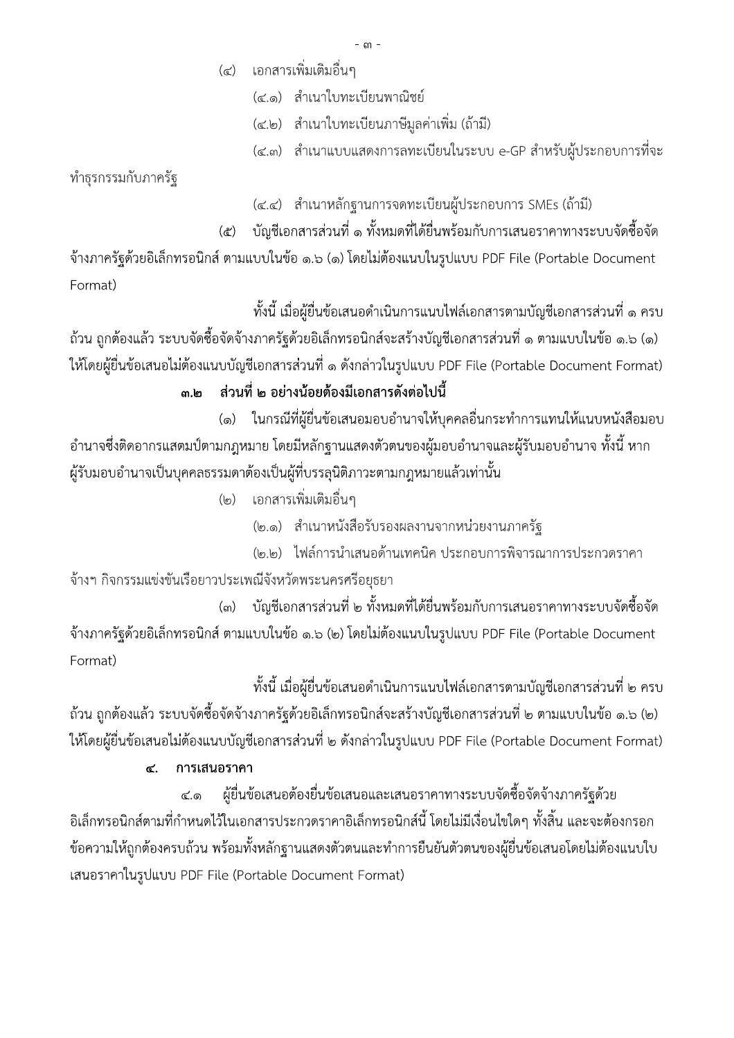(๔) เอกสารเพิ่มเติมอื่นๆ

(๔.๑) สำเนาใบทะเบียนพาณิชย์

(๔.๒) สำเนาใบทะเบียนภาษีมูลค่าเพิ่ม (ถ้ามี)

(๔.๓) สำเนาแบบแสดงการลทะเบียนในระบบ e-GP สำหรับผู้ประกอบการที่จะทำธุรกรรมกับภาครัฐ

(๔.๔) สำเนาหลักฐานการจดทะเบียนผู้ประกอบการ SMEs (ถ้ามี)

(๕) บัญชีเอกสารส่วนที่ ๑ ทั้งหมดที่ได้ยื่นพร้อมกับการเสนอราคาทางระบบจัดซื้อจัดจ้างภาครัฐด้วยอิเล็กทรอนิกส์ ตามแบบในข้อ ๑.๖ (๑) โดยไม่ต้องแนบในรูปแบบ PDF File (Portable Document Format)

ทั้งนี้ เมื่อผู้ยื่นข้อเสนอดำเนินการแนบไฟล์เอกสารตามบัญชีเอกสารส่วนที่ ๑ ครบถ้วน ถูกต้องแล้ว ระบบจัดซื้อจัดจ้างภาครัฐด้วยอิเล็กทรอนิกส์จะสร้างบัญชีเอกสารส่วนที่ ๑ ตามแบบในข้อ ๑.๖ (๑) ให้โดยผู้ยื่นข้อเสนอไม่ต้องแนบบัญชีเอกสารส่วนที่ ๑ ดังกล่าวในรูปแบบ PDF File (Portable Document Format)

**๓.๒ ส่วนที่ ๒ อย่างน้อยต้องมีเอกสารดังต่อไปนี้**

(๑) ในกรณีที่ผู้ยื่นข้อเสนอมอบอำนาจให้บุคคลอื่นกระทำการแทนให้แนบหนังสือมอบอำนาจซึ่งติดอากรแสตมป์ตามกฎหมาย โดยมีหลักฐานแสดงตัวตนของผู้มอบอำนาจและผู้รับมอบอำนาจ ทั้งนี้ หากผู้รับมอบอำนาจเป็นบุคคลธรรมดาต้องเป็นผู้ที่บรรลุนิติภาวะตามกฎหมายแล้วเท่านั้น

(๒) เอกสารเพิ่มเติมอื่นๆ

(๒.๑) สำเนาหนังสือรับรองผลงานจากหน่วยงานภาครัฐ

(๒.๒) ไฟล์การนำเสนอด้านเทคนิค ประกอบการพิจารณาการประกวดราคาจ้างฯ กิจกรรมแข่งขันเรือยาวประเพณีจังหวัดพระนครศรีอยุธยา

(๓) บัญชีเอกสารส่วนที่ ๒ ทั้งหมดที่ได้ยื่นพร้อมกับการเสนอราคาทางระบบจัดซื้อจัดจ้างภาครัฐด้วยอิเล็กทรอนิกส์ ตามแบบในข้อ ๑.๖ (๒) โดยไม่ต้องแนบในรูปแบบ PDF File (Portable Document Format)

ทั้งนี้ เมื่อผู้ยื่นข้อเสนอดำเนินการแนบไฟล์เอกสารตามบัญชีเอกสารส่วนที่ ๒ ครบถ้วน ถูกต้องแล้ว ระบบจัดซื้อจัดจ้างภาครัฐด้วยอิเล็กทรอนิกส์จะสร้างบัญชีเอกสารส่วนที่ ๒ ตามแบบในข้อ ๑.๖ (๒) ให้โดยผู้ยื่นข้อเสนอไม่ต้องแนบบัญชีเอกสารส่วนที่ ๒ ดังกล่าวในรูปแบบ PDF File (Portable Document Format)

**๔. การเสนอราคา**

๔.๑ ผู้ยื่นข้อเสนอต้องยื่นข้อเสนอและเสนอราคาทางระบบจัดซื้อจัดจ้างภาครัฐด้วยอิเล็กทรอนิกส์ตามที่กำหนดไว้ในเอกสารประกวดราคาอิเล็กทรอนิกส์นี้ โดยไม่มีเงื่อนไขใดๆ ทั้งสิ้น และจะต้องกรอกข้อความให้ถูกต้องครบถ้วน พร้อมทั้งหลักฐานแสดงตัวตนและทำการยืนยันตัวตนของผู้ยื่นข้อเสนอโดยไม่ต้องแนบใบเสนอราคาในรูปแบบ PDF File (Portable Document Format)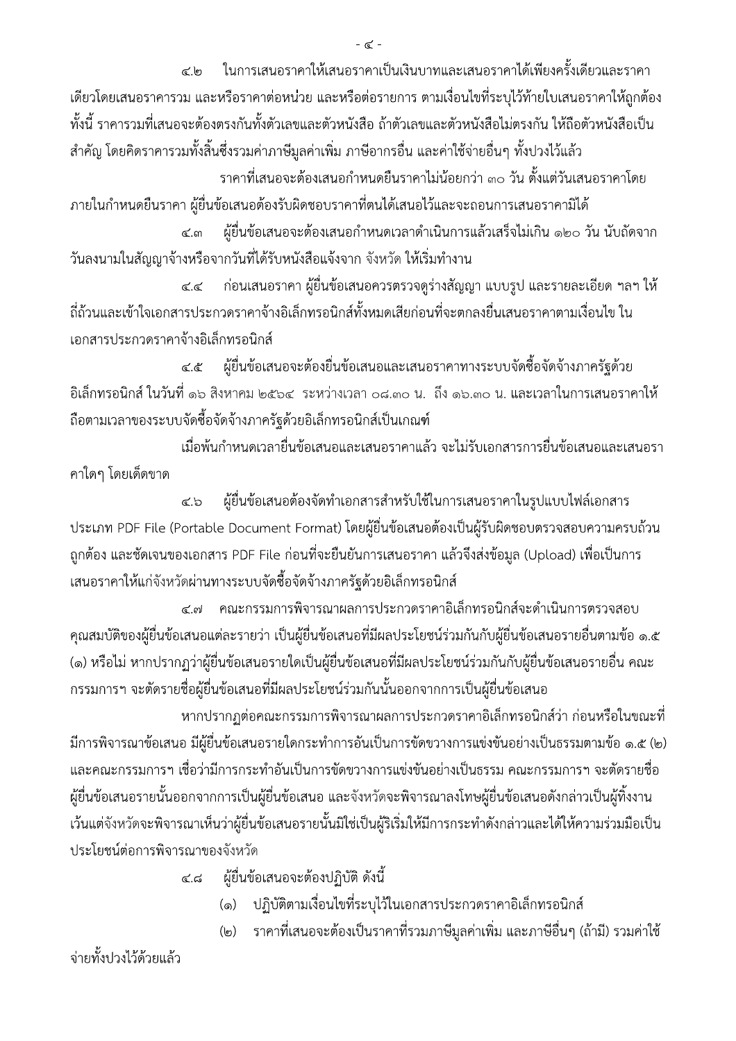๔.๒ ในการเสนอราคาให้เสนอราคาเป็นเงินบาทและเสนอราคาได้เพียงครั้งเดียวและราคาเดียวโดยเสนอราคารวม และหรือราคาต่อหน่วย และหรือต่อรายการ ตามเงื่อนไขที่ระบุไว้ท้ายใบเสนอราคาให้ถูกต้อง ทั้งนี้ ราคารวมที่เสนอจะต้องตรงกันทั้งตัวเลขและตัวหนังสือ ถ้าตัวเลขและตัวหนังสือไม่ตรงกัน ให้ถือตัวหนังสือเป็นสำคัญ โดยคิดราคารวมทั้งสิ้นซึ่งรวมค่าภาษีมูลค่าเพิ่ม ภาษีอากรอื่น และค่าใช้จ่ายอื่นๆ ทั้งปวงไว้แล้ว

ราคาที่เสนอจะต้องเสนอกำหนดยืนราคาไม่น้อยกว่า ๓๐ วัน ตั้งแต่วันเสนอราคาโดยภายในกำหนดยืนราคา ผู้ยื่นข้อเสนอต้องรับผิดชอบราคาที่ตนได้เสนอไว้และจะถอนการเสนอราคามิได้

๔.๓ ผู้ยื่นข้อเสนอจะต้องเสนอกำหนดเวลาดำเนินการแล้วเสร็จไม่เกิน ๑๒๐ วัน นับถัดจากวันลงนามในสัญญาจ้างหรือจากวันที่ได้รับหนังสือแจ้งจาก จังหวัด ให้เริ่มทำงาน

๔.๔ ก่อนเสนอราคา ผู้ยื่นข้อเสนอควรตรวจดูร่างสัญญา แบบรูป และรายละเอียด ฯลฯ ให้ถี่ถ้วนและเข้าใจเอกสารประกวดราคาจ้างอิเล็กทรอนิกส์ทั้งหมดเสียก่อนที่จะตกลงยื่นเสนอราคาตามเงื่อนไข ในเอกสารประกวดราคาจ้างอิเล็กทรอนิกส์

๔.๕ ผู้ยื่นข้อเสนอจะต้องยื่นข้อเสนอและเสนอราคาทางระบบจัดซื้อจัดจ้างภาครัฐด้วยอิเล็กทรอนิกส์ ในวันที่ ๑๖ สิงหาคม ๒๕๖๔ ระหว่างเวลา ๐๘.๓๐ น. ถึง ๑๖.๓๐ น. และเวลาในการเสนอราคาให้ถือตามเวลาของระบบจัดซื้อจัดจ้างภาครัฐด้วยอิเล็กทรอนิกส์เป็นเกณฑ์

เมื่อพ้นกำหนดเวลายื่นข้อเสนอและเสนอราคาแล้ว จะไม่รับเอกสารการยื่นข้อเสนอและเสนอราคาใดๆ โดยเด็ดขาด

๔.๖ ผู้ยื่นข้อเสนอต้องจัดทำเอกสารสำหรับใช้ในการเสนอราคาในรูปแบบไฟล์เอกสารประเภท PDF File (Portable Document Format) โดยผู้ยื่นข้อเสนอต้องเป็นผู้รับผิดชอบตรวจสอบความครบถ้วน ถูกต้อง และชัดเจนของเอกสาร PDF File ก่อนที่จะยืนยันการเสนอราคา แล้วจึงส่งข้อมูล (Upload) เพื่อเป็นการเสนอราคาให้แก่จังหวัดผ่านทางระบบจัดซื้อจัดจ้างภาครัฐด้วยอิเล็กทรอนิกส์

๔.๗ คณะกรรมการพิจารณาผลการประกวดราคาอิเล็กทรอนิกส์จะดำเนินการตรวจสอบคุณสมบัติของผู้ยื่นข้อเสนอแต่ละรายว่า เป็นผู้ยื่นข้อเสนอที่มีผลประโยชน์ร่วมกันกับผู้ยื่นข้อเสนอรายอื่นตามข้อ ๑.๕ (๑) หรือไม่ หากปรากฏว่าผู้ยื่นข้อเสนอรายใดเป็นผู้ยื่นข้อเสนอที่มีผลประโยชน์ร่วมกันกับผู้ยื่นข้อเสนอรายอื่น คณะกรรมการฯ จะตัดรายชื่อผู้ยื่นข้อเสนอที่มีผลประโยชน์ร่วมกันนั้นออกจากการเป็นผู้ยื่นข้อเสนอ

หากปรากฏต่อคณะกรรมการพิจารณาผลการประกวดราคาอิเล็กทรอนิกส์ว่า ก่อนหรือในขณะที่มีการพิจารณาข้อเสนอ มีผู้ยื่นข้อเสนอรายใดกระทำการอันเป็นการขัดขวางการแข่งขันอย่างเป็นธรรมตามข้อ ๑.๕ (๒) และคณะกรรมการฯ เชื่อว่ามีการกระทำอันเป็นการขัดขวางการแข่งขันอย่างเป็นธรรม คณะกรรมการฯ จะตัดรายชื่อผู้ยื่นข้อเสนอรายนั้นออกจากการเป็นผู้ยื่นข้อเสนอ และจังหวัดจะพิจารณาลงโทษผู้ยื่นข้อเสนอดังกล่าวเป็นผู้ทิ้งงาน เว้นแต่จังหวัดจะพิจารณาเห็นว่าผู้ยื่นข้อเสนอรายนั้นมิใช่เป็นผู้ริเริ่มให้มีการกระทำดังกล่าวและได้ให้ความร่วมมือเป็นประโยชน์ต่อการพิจารณาของจังหวัด

๔.๘ ผู้ยื่นข้อเสนอจะต้องปฏิบัติ ดังนี้

(๑) ปฏิบัติตามเงื่อนไขที่ระบุไว้ในเอกสารประกวดราคาอิเล็กทรอนิกส์

(๒) ราคาที่เสนอจะต้องเป็นราคาที่รวมภาษีมูลค่าเพิ่ม และภาษีอื่นๆ (ถ้ามี) รวมค่าใช้จ่ายทั้งปวงไว้ด้วยแล้ว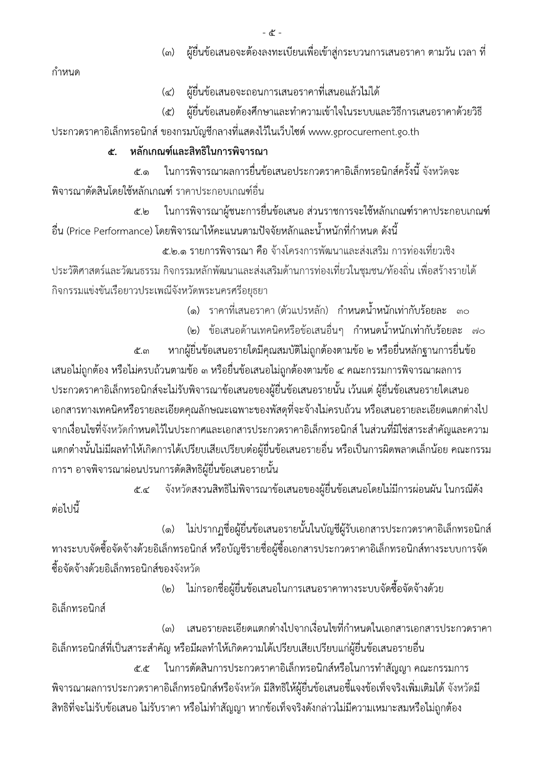(๓) ผู้ยื่นข้อเสนอจะต้องลงทะเบียนเพื่อเข้าสู่กระบวนการเสนอราคา ตามวัน เวลา ที่กำหนด

(๔) ผู้ยื่นข้อเสนอจะถอนการเสนอราคาที่เสนอแล้วไม่ได้

(๕) ผู้ยื่นข้อเสนอต้องศึกษาและทำความเข้าใจในระบบและวิธีการเสนอราคาด้วยวิธีประกวดราคาอิเล็กทรอนิกส์ ของกรมบัญชีกลางที่แสดงไว้ในเว็บไซต์ www.gprocurement.go.th

**๕. หลักเกณฑ์และสิทธิในการพิจารณา**

๕.๑ ในการพิจารณาผลการยื่นข้อเสนอประกวดราคาอิเล็กทรอนิกส์ครั้งนี้ จังหวัดจะพิจารณาตัดสินโดยใช้หลักเกณฑ์ ราคาประกอบเกณฑ์อื่น

๕.๒ ในการพิจารณาผู้ชนะการยื่นข้อเสนอ ส่วนราชการจะใช้หลักเกณฑ์ราคาประกอบเกณฑ์อื่น (Price Performance) โดยพิจารณาให้คะแนนตามปัจจัยหลักและน้ำหนักที่กำหนด ดังนี้

๕.๒.๑ รายการพิจารณา คือ จ้างโครงการพัฒนาและส่งเสริม การท่องเที่ยวเชิงประวัติศาสตร์และวัฒนธรรม กิจกรรมหลักพัฒนาและส่งเสริมด้านการท่องเที่ยวในชุมชน/ท้องถิ่น เพื่อสร้างรายได้ กิจกรรมแข่งขันเรือยาวประเพณีจังหวัดพระนครศรีอยุธยา

(๑) ราคาที่เสนอราคา (ตัวแปรหลัก) กำหนดน้ำหนักเท่ากับร้อยละ ๓๐

(๒) ข้อเสนอด้านเทคนิคหรือข้อเสนออื่นๆ กำหนดน้ำหนักเท่ากับร้อยละ ๗๐

๕.๓ หากผู้ยื่นข้อเสนอรายใดมีคุณสมบัติไม่ถูกต้องตามข้อ ๒ หรือยื่นหลักฐานการยื่นข้อเสนอไม่ถูกต้อง หรือไม่ครบถ้วนตามข้อ ๓ หรือยื่นข้อเสนอไม่ถูกต้องตามข้อ ๔ คณะกรรมการพิจารณาผลการประกวดราคาอิเล็กทรอนิกส์จะไม่รับพิจารณาข้อเสนอของผู้ยื่นข้อเสนอรายนั้น เว้นแต่ ผู้ยื่นข้อเสนอรายใดเสนอเอกสารทางเทคนิคหรือรายละเอียดคุณลักษณะเฉพาะของพัสดุที่จะจ้างไม่ครบถ้วน หรือเสนอรายละเอียดแตกต่างไปจากเงื่อนไขที่จังหวัดกำหนดไว้ในประกาศและเอกสารประกวดราคาอิเล็กทรอนิกส์ ในส่วนที่มิใช่สาระสำคัญและความแตกต่างนั้นไม่มีผลทำให้เกิดการได้เปรียบเสียเปรียบต่อผู้ยื่นข้อเสนอรายอื่น หรือเป็นการผิดพลาดเล็กน้อย คณะกรรมการฯ อาจพิจารณาผ่อนปรนการตัดสิทธิผู้ยื่นข้อเสนอรายนั้น

๕.๔ จังหวัดสงวนสิทธิไม่พิจารณาข้อเสนอของผู้ยื่นข้อเสนอโดยไม่มีการผ่อนผัน ในกรณีดังต่อไปนี้

(๑) ไม่ปรากฏชื่อผู้ยื่นข้อเสนอรายนั้นในบัญชีผู้รับเอกสารประกวดราคาอิเล็กทรอนิกส์ทางระบบจัดซื้อจัดจ้างด้วยอิเล็กทรอนิกส์ หรือบัญชีรายชื่อผู้ซื้อเอกสารประกวดราคาอิเล็กทรอนิกส์ทางระบบการจัดซื้อจัดจ้างด้วยอิเล็กทรอนิกส์ของจังหวัด

(๒) ไม่กรอกชื่อผู้ยื่นข้อเสนอในการเสนอราคาทางระบบจัดซื้อจัดจ้างด้วยอิเล็กทรอนิกส์

(๓) เสนอรายละเอียดแตกต่างไปจากเงื่อนไขที่กำหนดในเอกสารเอกสารประกวดราคาอิเล็กทรอนิกส์ที่เป็นสาระสำคัญ หรือมีผลทำให้เกิดความได้เปรียบเสียเปรียบแก่ผู้ยื่นข้อเสนอรายอื่น

๕.๕ ในการตัดสินการประกวดราคาอิเล็กทรอนิกส์หรือในการทำสัญญา คณะกรรมการพิจารณาผลการประกวดราคาอิเล็กทรอนิกส์หรือจังหวัด มีสิทธิให้ผู้ยื่นข้อเสนอชี้แจงข้อเท็จจริงเพิ่มเติมได้ จังหวัดมีสิทธิที่จะไม่รับข้อเสนอ ไม่รับราคา หรือไม่ทำสัญญา หากข้อเท็จจริงดังกล่าวไม่มีความเหมาะสมหรือไม่ถูกต้อง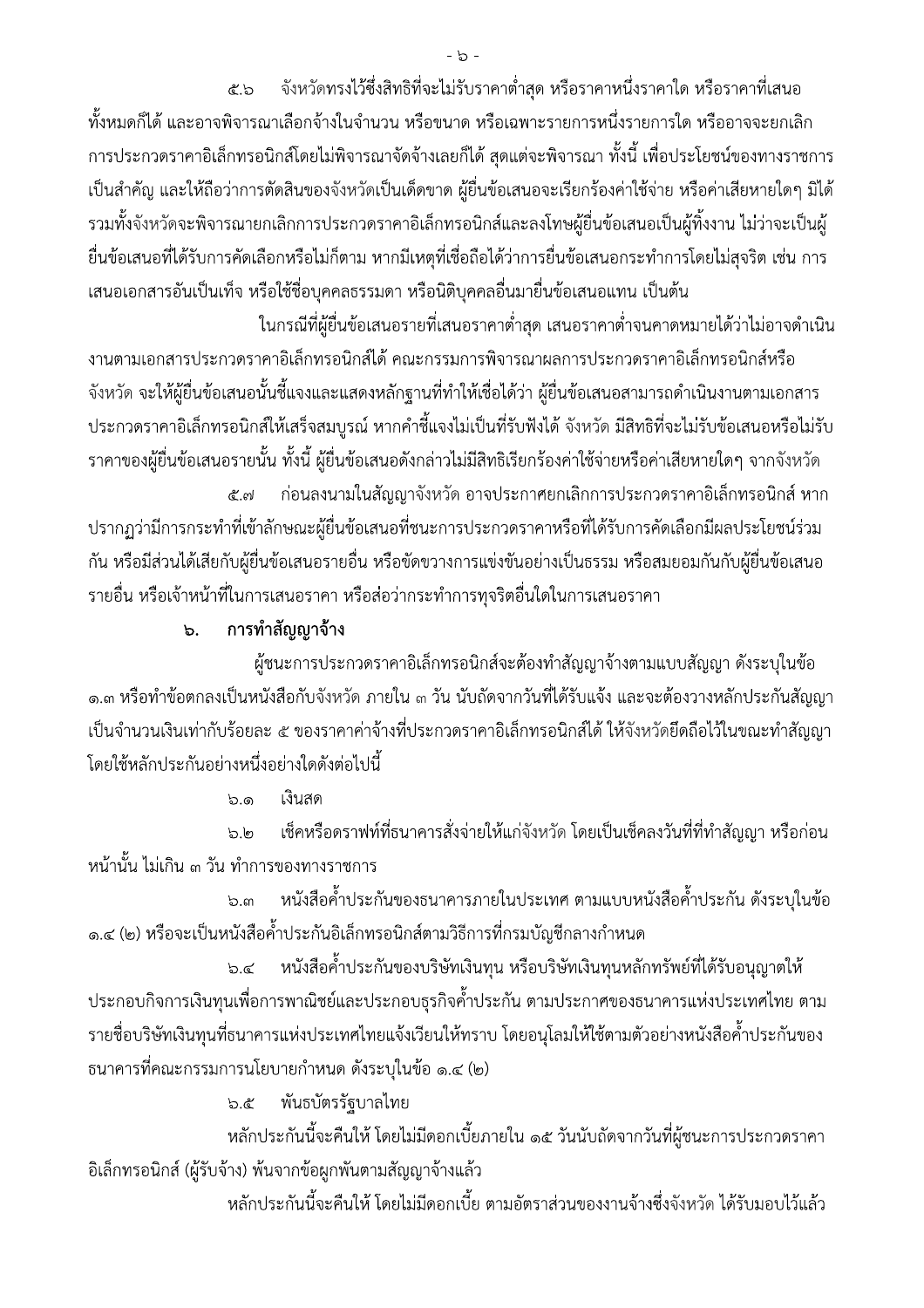๕.๖ จังหวัดทรงไว้ซึ่งสิทธิที่จะไม่รับราคาต่ำสุด หรือราคาหนึ่งราคาใด หรือราคาที่เสนอทั้งหมดก็ได้ และอาจพิจารณาเลือกจ้างในจำนวน หรือขนาด หรือเฉพาะรายการหนึ่งรายการใด หรืออาจจะยกเลิกการประกวดราคาอิเล็กทรอนิกส์โดยไม่พิจารณาจัดจ้างเลยก็ได้ สุดแต่จะพิจารณา ทั้งนี้ เพื่อประโยชน์ของทางราชการเป็นสำคัญ และให้ถือว่าการตัดสินของจังหวัดเป็นเด็ดขาด ผู้ยื่นข้อเสนอจะเรียกร้องค่าใช้จ่าย หรือค่าเสียหายใดๆ มิได้ รวมทั้งจังหวัดจะพิจารณายกเลิกการประกวดราคาอิเล็กทรอนิกส์และลงโทษผู้ยื่นข้อเสนอเป็นผู้ทิ้งงาน ไม่ว่าจะเป็นผู้ยื่นข้อเสนอที่ได้รับการคัดเลือกหรือไม่ก็ตาม หากมีเหตุที่เชื่อถือได้ว่าการยื่นข้อเสนอกระทำการโดยไม่สุจริต เช่น การเสนอเอกสารอันเป็นเท็จ หรือใช้ชื่อบุคคลธรรมดา หรือนิติบุคคลอื่นมายื่นข้อเสนอแทน เป็นต้น

ในกรณีที่ผู้ยื่นข้อเสนอรายที่เสนอราคาต่ำสุด เสนอราคาต่ำจนคาดหมายได้ว่าไม่อาจดำเนินงานตามเอกสารประกวดราคาอิเล็กทรอนิกส์ได้ คณะกรรมการพิจารณาผลการประกวดราคาอิเล็กทรอนิกส์หรือจังหวัด จะให้ผู้ยื่นข้อเสนอนั้นชี้แจงและแสดงหลักฐานที่ทำให้เชื่อได้ว่า ผู้ยื่นข้อเสนอสามารถดำเนินงานตามเอกสารประกวดราคาอิเล็กทรอนิกส์ให้เสร็จสมบูรณ์ หากคำชี้แจงไม่เป็นที่รับฟังได้ จังหวัด มีสิทธิที่จะไม่รับข้อเสนอหรือไม่รับราคาของผู้ยื่นข้อเสนอรายนั้น ทั้งนี้ ผู้ยื่นข้อเสนอดังกล่าวไม่มีสิทธิเรียกร้องค่าใช้จ่ายหรือค่าเสียหายใดๆ จากจังหวัด

๕.๗ ก่อนลงนามในสัญญาจังหวัด อาจประกาศยกเลิกการประกวดราคาอิเล็กทรอนิกส์ หากปรากฏว่ามีการกระทำที่เข้าลักษณะผู้ยื่นข้อเสนอที่ชนะการประกวดราคาหรือที่ได้รับการคัดเลือกมีผลประโยชน์ร่วมกัน หรือมีส่วนได้เสียกับผู้ยื่นข้อเสนอรายอื่น หรือขัดขวางการแข่งขันอย่างเป็นธรรม หรือสมยอมกันกับผู้ยื่นข้อเสนอรายอื่น หรือเจ้าหน้าที่ในการเสนอราคา หรือส่อว่ากระทำการทุจริตอื่นใดในการเสนอราคา

## ๖. การทำสัญญาจ้าง

ผู้ชนะการประกวดราคาอิเล็กทรอนิกส์จะต้องทำสัญญาจ้างตามแบบสัญญา ดังระบุในข้อ ๑.๓ หรือทำข้อตกลงเป็นหนังสือกับจังหวัด ภายใน ๓ วัน นับถัดจากวันที่ได้รับแจ้ง และจะต้องวางหลักประกันสัญญาเป็นจำนวนเงินเท่ากับร้อยละ ๕ ของราคาค่าจ้างที่ประกวดราคาอิเล็กทรอนิกส์ได้ ให้จังหวัดยึดถือไว้ในขณะทำสัญญา โดยใช้หลักประกันอย่างหนึ่งอย่างใดดังต่อไปนี้

๖.๑ เงินสด

๖.๒ เช็คหรือดราฟท์ที่ธนาคารสั่งจ่ายให้แก่จังหวัด โดยเป็นเช็คลงวันที่ที่ทำสัญญา หรือก่อนหน้านั้น ไม่เกิน ๓ วัน ทำการของทางราชการ

๖.๓ หนังสือค้ำประกันของธนาคารภายในประเทศ ตามแบบหนังสือค้ำประกัน ดังระบุในข้อ ๑.๔ (๒) หรือจะเป็นหนังสือค้ำประกันอิเล็กทรอนิกส์ตามวิธีการที่กรมบัญชีกลางกำหนด

๖.๔ หนังสือค้ำประกันของบริษัทเงินทุน หรือบริษัทเงินทุนหลักทรัพย์ที่ได้รับอนุญาตให้ประกอบกิจการเงินทุนเพื่อการพาณิชย์และประกอบธุรกิจค้ำประกัน ตามประกาศของธนาคารแห่งประเทศไทย ตามรายชื่อบริษัทเงินทุนที่ธนาคารแห่งประเทศไทยแจ้งเวียนให้ทราบ โดยอนุโลมให้ใช้ตามตัวอย่างหนังสือค้ำประกันของธนาคารที่คณะกรรมการนโยบายกำหนด ดังระบุในข้อ ๑.๔ (๒)

๖.๕ พันธบัตรรัฐบาลไทย

หลักประกันนี้จะคืนให้ โดยไม่มีดอกเบี้ยภายใน ๑๕ วันนับถัดจากวันที่ผู้ชนะการประกวดราคาอิเล็กทรอนิกส์ (ผู้รับจ้าง) พ้นจากข้อผูกพันตามสัญญาจ้างแล้ว

หลักประกันนี้จะคืนให้ โดยไม่มีดอกเบี้ย ตามอัตราส่วนของงานจ้างซึ่งจังหวัด ได้รับมอบไว้แล้ว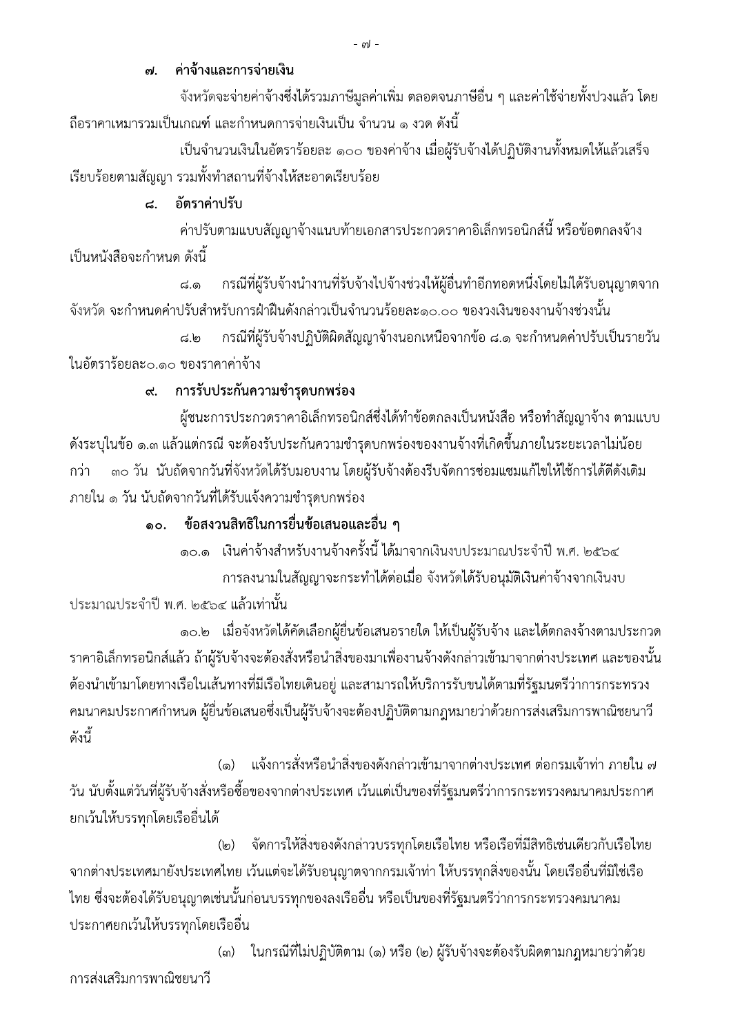### ๗. ค่าจ้างและการจ่ายเงิน

จังหวัดจะจ่ายค่าจ้างซึ่งได้รวมภาษีมูลค่าเพิ่ม ตลอดจนภาษีอื่น ๆ และค่าใช้จ่ายทั้งปวงแล้ว โดยถือราคาเหมารวมเป็นเกณฑ์ และกำหนดการจ่ายเงินเป็น จำนวน ๑ งวด ดังนี้

เป็นจำนวนเงินในอัตราร้อยละ ๑๐๐ ของค่าจ้าง เมื่อผู้รับจ้างได้ปฏิบัติงานทั้งหมดให้แล้วเสร็จเรียบร้อยตามสัญญา รวมทั้งทำสถานที่จ้างให้สะอาดเรียบร้อย

### ๘. อัตราค่าปรับ

ค่าปรับตามแบบสัญญาจ้างแนบท้ายเอกสารประกวดราคาอิเล็กทรอนิกส์นี้ หรือข้อตกลงจ้างเป็นหนังสือจะกำหนด ดังนี้

๘.๑ กรณีที่ผู้รับจ้างนำงานที่รับจ้างไปจ้างช่วงให้ผู้อื่นทำอีกทอดหนึ่งโดยไม่ได้รับอนุญาตจากจังหวัด จะกำหนดค่าปรับสำหรับการฝ่าฝืนดังกล่าวเป็นจำนวนร้อยละ๑๐.๐๐ ของวงเงินของงานจ้างช่วงนั้น

๘.๒ กรณีที่ผู้รับจ้างปฏิบัติผิดสัญญาจ้างนอกเหนือจากข้อ ๘.๑ จะกำหนดค่าปรับเป็นรายวันในอัตราร้อยละ๐.๑๐ ของราคาค่าจ้าง

### ๙. การรับประกันความชำรุดบกพร่อง

ผู้ชนะการประกวดราคาอิเล็กทรอนิกส์ซึ่งได้ทำข้อตกลงเป็นหนังสือ หรือทำสัญญาจ้าง ตามแบบดังระบุในข้อ ๑.๓ แล้วแต่กรณี จะต้องรับประกันความชำรุดบกพร่องของงานจ้างที่เกิดขึ้นภายในระยะเวลาไม่น้อยกว่า ๓๐ วัน นับถัดจากวันที่จังหวัดได้รับมอบงาน โดยผู้รับจ้างต้องรีบจัดการซ่อมแซมแก้ไขให้ใช้การได้ดีดังเดิมภายใน ๑ วัน นับถัดจากวันที่ได้รับแจ้งความชำรุดบกพร่อง

### ๑๐. ข้อสงวนสิทธิในการยื่นข้อเสนอและอื่น ๆ

๑๐.๑ เงินค่าจ้างสำหรับงานจ้างครั้งนี้ ได้มาจากเงินงบประมาณประจำปี พ.ศ. ๒๕๖๔

การลงนามในสัญญาจะกระทำได้ต่อเมื่อ จังหวัดได้รับอนุมัติเงินค่าจ้างจากเงินงบประมาณประจำปี พ.ศ. ๒๕๖๔ แล้วเท่านั้น

๑๐.๒ เมื่อจังหวัดได้คัดเลือกผู้ยื่นข้อเสนอรายใด ให้เป็นผู้รับจ้าง และได้ตกลงจ้างตามประกวดราคาอิเล็กทรอนิกส์แล้ว ถ้าผู้รับจ้างจะต้องสั่งหรือนำสิ่งของมาเพื่องานจ้างดังกล่าวเข้ามาจากต่างประเทศ และของนั้นต้องนำเข้ามาโดยทางเรือในเส้นทางที่มีเรือไทยเดินอยู่ และสามารถให้บริการรับขนได้ตามที่รัฐมนตรีว่าการกระทรวงคมนาคมประกาศกำหนด ผู้ยื่นข้อเสนอซึ่งเป็นผู้รับจ้างจะต้องปฏิบัติตามกฎหมายว่าด้วยการส่งเสริมการพาณิชยนาวี ดังนี้

(๑) แจ้งการสั่งหรือนำสิ่งของดังกล่าวเข้ามาจากต่างประเทศ ต่อกรมเจ้าท่า ภายใน ๗ วัน นับตั้งแต่วันที่ผู้รับจ้างสั่งหรือซื้อของจากต่างประเทศ เว้นแต่เป็นของที่รัฐมนตรีว่าการกระทรวงคมนาคมประกาศยกเว้นให้บรรทุกโดยเรืออื่นได้

(๒) จัดการให้สิ่งของดังกล่าวบรรทุกโดยเรือไทย หรือเรือที่มีสิทธิเช่นเดียวกับเรือไทยจากต่างประเทศมายังประเทศไทย เว้นแต่จะได้รับอนุญาตจากกรมเจ้าท่า ให้บรรทุกสิ่งของนั้น โดยเรืออื่นที่มิใช่เรือไทย ซึ่งจะต้องได้รับอนุญาตเช่นนั้นก่อนบรรทุกของลงเรืออื่น หรือเป็นของที่รัฐมนตรีว่าการกระทรวงคมนาคมประกาศยกเว้นให้บรรทุกโดยเรืออื่น

(๓) ในกรณีที่ไม่ปฏิบัติตาม (๑) หรือ (๒) ผู้รับจ้างจะต้องรับผิดตามกฎหมายว่าด้วยการส่งเสริมการพาณิชยนาวี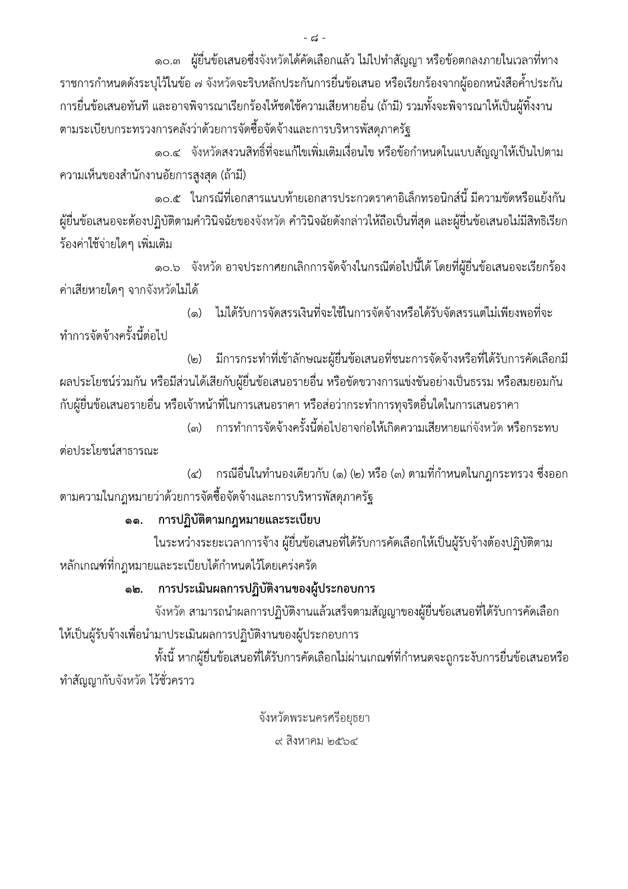๑๐.๓ ผู้ยื่นข้อเสนอซึ่งจังหวัดได้คัดเลือกแล้ว ไม่ไปทำสัญญา หรือข้อตกลงภายในเวลาที่ทางราชการกำหนดดังระบุไว้ในข้อ ๗ จังหวัดจะริบหลักประกันการยื่นข้อเสนอ หรือเรียกร้องจากผู้ออกหนังสือค้ำประกันการยื่นข้อเสนอทันที และอาจพิจารณาเรียกร้องให้ชดใช้ความเสียหายอื่น (ถ้ามี) รวมทั้งจะพิจารณาให้เป็นผู้ทิ้งงานตามระเบียบกระทรวงการคลังว่าด้วยการจัดซื้อจัดจ้างและการบริหารพัสดุภาครัฐ

๑๐.๔ จังหวัดสงวนสิทธิ์ที่จะแก้ไขเพิ่มเติมเงื่อนไข หรือข้อกำหนดในแบบสัญญาให้เป็นไปตามความเห็นของสำนักงานอัยการสูงสุด (ถ้ามี)

๑๐.๕ ในกรณีที่เอกสารแนบท้ายเอกสารประกวดราคาอิเล็กทรอนิกส์นี้ มีความขัดหรือแย้งกัน ผู้ยื่นข้อเสนอจะต้องปฏิบัติตามคำวินิจฉัยของจังหวัด คำวินิจฉัยดังกล่าวให้ถือเป็นที่สุด และผู้ยื่นข้อเสนอไม่มีสิทธิเรียกร้องค่าใช้จ่ายใดๆ เพิ่มเติม

๑๐.๖ จังหวัด อาจประกาศยกเลิกการจัดจ้างในกรณีต่อไปนี้ได้ โดยที่ผู้ยื่นข้อเสนอจะเรียกร้องค่าเสียหายใดๆ จากจังหวัดไม่ได้

(๑) ไม่ได้รับการจัดสรรเงินที่จะใช้ในการจัดจ้างหรือได้รับจัดสรรแต่ไม่เพียงพอที่จะทำการจัดจ้างครั้งนี้ต่อไป

(๒) มีการกระทำที่เข้าลักษณะผู้ยื่นข้อเสนอที่ชนะการจัดจ้างหรือที่ได้รับการคัดเลือกมีผลประโยชน์ร่วมกัน หรือมีส่วนได้เสียกับผู้ยื่นข้อเสนอรายอื่น หรือขัดขวางการแข่งขันอย่างเป็นธรรม หรือสมยอมกันกับผู้ยื่นข้อเสนอรายอื่น หรือเจ้าหน้าที่ในการเสนอราคา หรือส่อว่ากระทำการทุจริตอื่นใดในการเสนอราคา

(๓) การทำการจัดจ้างครั้งนี้ต่อไปอาจก่อให้เกิดความเสียหายแก่จังหวัด หรือกระทบต่อประโยชน์สาธารณะ

(๔) กรณีอื่นในทำนองเดียวกับ (๑) (๒) หรือ (๓) ตามที่กำหนดในกฎกระทรวง ซึ่งออกตามความในกฎหมายว่าด้วยการจัดซื้อจัดจ้างและการบริหารพัสดุภาครัฐ

**๑๑. การปฏิบัติตามกฎหมายและระเบียบ**

ในระหว่างระยะเวลาการจ้าง ผู้ยื่นข้อเสนอที่ได้รับการคัดเลือกให้เป็นผู้รับจ้างต้องปฏิบัติตามหลักเกณฑ์ที่กฎหมายและระเบียบได้กำหนดไว้โดยเคร่งครัด

**๑๒. การประเมินผลการปฏิบัติงานของผู้ประกอบการ**

จังหวัด สามารถนำผลการปฏิบัติงานแล้วเสร็จตามสัญญาของผู้ยื่นข้อเสนอที่ได้รับการคัดเลือกให้เป็นผู้รับจ้างเพื่อนำมาประเมินผลการปฏิบัติงานของผู้ประกอบการ

ทั้งนี้ หากผู้ยื่นข้อเสนอที่ได้รับการคัดเลือกไม่ผ่านเกณฑ์ที่กำหนดจะถูกระงับการยื่นข้อเสนอหรือทำสัญญากับจังหวัด ไว้ชั่วคราว

จังหวัดพระนครศรีอยุธยา

๙ สิงหาคม ๒๕๖๔